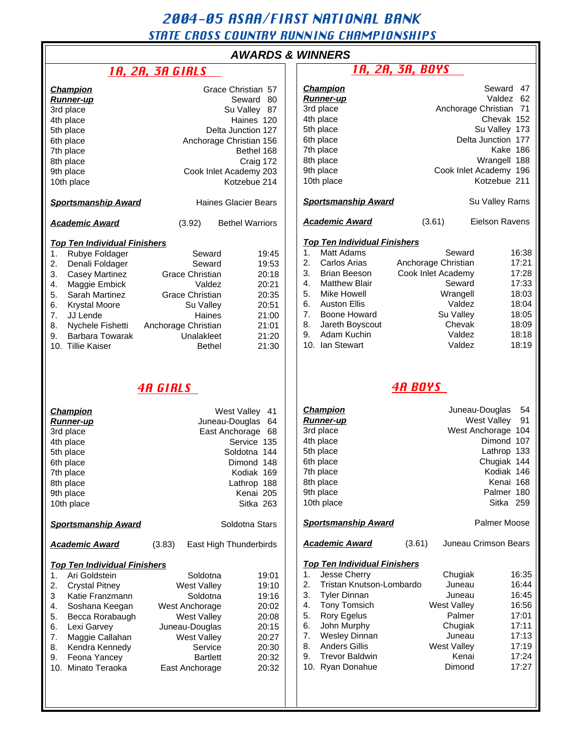# 2004-05 ASAA/FIRST NATIONAL BANK
## STATE CROSS COUNTRY RUNNING CHAMPIONSHIPS

### AWARDS & WINNERS

## 1A, 2A, 3A GIRLS

| Place | Team | Score |
|---|---|---|
| **Champion** | Grace Christian | 57 |
| **Runner-up** | Seward | 80 |
| 3rd place | Su Valley | 87 |
| 4th place | Haines | 120 |
| 5th place | Delta Junction | 127 |
| 6th place | Anchorage Christian | 156 |
| 7th place | Bethel | 168 |
| 8th place | Craig | 172 |
| 9th place | Cook Inlet Academy | 203 |
| 10th place | Kotzebue | 214 |

**Sportsmanship Award** — Haines Glacier Bears

**Academic Award** — (3.92) Bethel Warriors

**Top Ten Individual Finishers**

| # | Name | School | Time |
|---|---|---|---|
| 1. | Rubye Foldager | Seward | 19:45 |
| 2. | Denali Foldager | Seward | 19:53 |
| 3. | Casey Martinez | Grace Christian | 20:18 |
| 4. | Maggie Embick | Valdez | 20:21 |
| 5. | Sarah Martinez | Grace Christian | 20:35 |
| 6. | Krystal Moore | Su Valley | 20:51 |
| 7. | JJ Lende | Haines | 21:00 |
| 8. | Nychele Fishetti | Anchorage Christian | 21:01 |
| 9. | Barbara Towarak | Unalakleet | 21:20 |
| 10. | Tillie Kaiser | Bethel | 21:30 |

## 1A, 2A, 3A, BOYS

| Place | Team | Score |
|---|---|---|
| **Champion** | Seward | 47 |
| **Runner-up** | Valdez | 62 |
| 3rd place | Anchorage Christian | 71 |
| 4th place | Chevak | 152 |
| 5th place | Su Valley | 173 |
| 6th place | Delta Junction | 177 |
| 7th place | Kake | 186 |
| 8th place | Wrangell | 188 |
| 9th place | Cook Inlet Academy | 196 |
| 10th place | Kotzebue | 211 |

**Sportsmanship Award** — Su Valley Rams

**Academic Award** — (3.61) Eielson Ravens

**Top Ten Individual Finishers**

| # | Name | School | Time |
|---|---|---|---|
| 1. | Matt Adams | Seward | 16:38 |
| 2. | Carlos Arias | Anchorage Christian | 17:21 |
| 3. | Brian Beeson | Cook Inlet Academy | 17:28 |
| 4. | Matthew Blair | Seward | 17:33 |
| 5. | Mike Howell | Wrangell | 18:03 |
| 6. | Auston Ellis | Valdez | 18:04 |
| 7. | Boone Howard | Su Valley | 18:05 |
| 8. | Jareth Boyscout | Chevak | 18:09 |
| 9. | Adam Kuchin | Valdez | 18:18 |
| 10. | Ian Stewart | Valdez | 18:19 |

## 4A GIRLS

| Place | Team | Score |
|---|---|---|
| **Champion** | West Valley | 41 |
| **Runner-up** | Juneau-Douglas | 64 |
| 3rd place | East Anchorage | 68 |
| 4th place | Service | 135 |
| 5th place | Soldotna | 144 |
| 6th place | Dimond | 148 |
| 7th place | Kodiak | 169 |
| 8th place | Lathrop | 188 |
| 9th place | Kenai | 205 |
| 10th place | Sitka | 263 |

**Sportsmanship Award** — Soldotna Stars

**Academic Award** — (3.83) East High Thunderbirds

**Top Ten Individual Finishers**

| # | Name | School | Time |
|---|---|---|---|
| 1. | Ari Goldstein | Soldotna | 19:01 |
| 2. | Crystal Pitney | West Valley | 19:10 |
| 3 | Katie Franzmann | Soldotna | 19:16 |
| 4. | Soshana Keegan | West Anchorage | 20:02 |
| 5. | Becca Rorabaugh | West Valley | 20:08 |
| 6. | Lexi Garvey | Juneau-Douglas | 20:15 |
| 7. | Maggie Callahan | West Valley | 20:27 |
| 8. | Kendra Kennedy | Service | 20:30 |
| 9. | Feona Yancey | Bartlett | 20:32 |
| 10. | Minato Teraoka | East Anchorage | 20:32 |

## 4A BOYS

| Place | Team | Score |
|---|---|---|
| **Champion** | Juneau-Douglas | 54 |
| **Runner-up** | West Valley | 91 |
| 3rd place | West Anchorage | 104 |
| 4th place | Dimond | 107 |
| 5th place | Lathrop | 133 |
| 6th place | Chugiak | 144 |
| 7th place | Kodiak | 146 |
| 8th place | Kenai | 168 |
| 9th place | Palmer | 180 |
| 10th place | Sitka | 259 |

**Sportsmanship Award** — Palmer Moose

**Academic Award** — (3.61) Juneau Crimson Bears

**Top Ten Individual Finishers**

| # | Name | School | Time |
|---|---|---|---|
| 1. | Jesse Cherry | Chugiak | 16:35 |
| 2. | Tristan Knutson-Lombardo | Juneau | 16:44 |
| 3. | Tyler Dinnan | Juneau | 16:45 |
| 4. | Tony Tomsich | West Valley | 16:56 |
| 5. | Rory Egelus | Palmer | 17:01 |
| 6. | John Murphy | Chugiak | 17:11 |
| 7. | Wesley Dinnan | Juneau | 17:13 |
| 8. | Anders Gillis | West Valley | 17:19 |
| 9. | Trevor Baldwin | Kenai | 17:24 |
| 10. | Ryan Donahue | Dimond | 17:27 |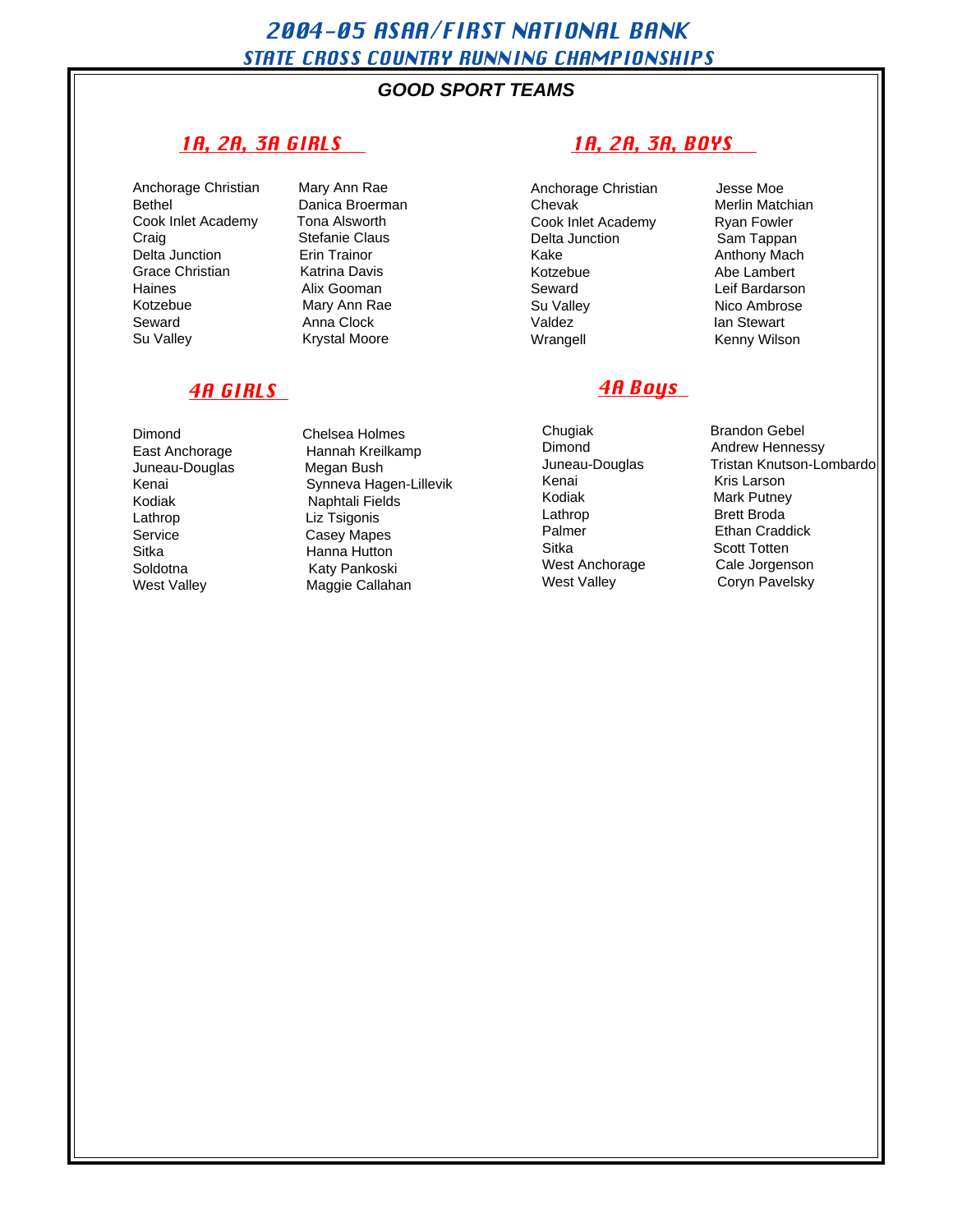# 2004-05 ASAA/FIRST NATIONAL BANK
## STATE CROSS COUNTRY RUNNING CHAMPIONSHIPS

### *GOOD SPORT TEAMS*

### 1A, 2A, 3A GIRLS

| | |
|---|---|
| Anchorage Christian | Mary Ann Rae |
| Bethel | Danica Broerman |
| Cook Inlet Academy | Tona Alsworth |
| Craig | Stefanie Claus |
| Delta Junction | Erin Trainor |
| Grace Christian | Katrina Davis |
| Haines | Alix Gooman |
| Kotzebue | Mary Ann Rae |
| Seward | Anna Clock |
| Su Valley | Krystal Moore |

### 1A, 2A, 3A, BOYS

| | |
|---|---|
| Anchorage Christian | Jesse Moe |
| Chevak | Merlin Matchian |
| Cook Inlet Academy | Ryan Fowler |
| Delta Junction | Sam Tappan |
| Kake | Anthony Mach |
| Kotzebue | Abe Lambert |
| Seward | Leif Bardarson |
| Su Valley | Nico Ambrose |
| Valdez | Ian Stewart |
| Wrangell | Kenny Wilson |

### 4A GIRLS

| | |
|---|---|
| Dimond | Chelsea Holmes |
| East Anchorage | Hannah Kreilkamp |
| Juneau-Douglas | Megan Bush |
| Kenai | Synneva Hagen-Lillevik |
| Kodiak | Naphtali Fields |
| Lathrop | Liz Tsigonis |
| Service | Casey Mapes |
| Sitka | Hanna Hutton |
| Soldotna | Katy Pankoski |
| West Valley | Maggie Callahan |

### 4A Boys

| | |
|---|---|
| Chugiak | Brandon Gebel |
| Dimond | Andrew Hennessy |
| Juneau-Douglas | Tristan Knutson-Lombardo |
| Kenai | Kris Larson |
| Kodiak | Mark Putney |
| Lathrop | Brett Broda |
| Palmer | Ethan Craddick |
| Sitka | Scott Totten |
| West Anchorage | Cale Jorgenson |
| West Valley | Coryn Pavelsky |